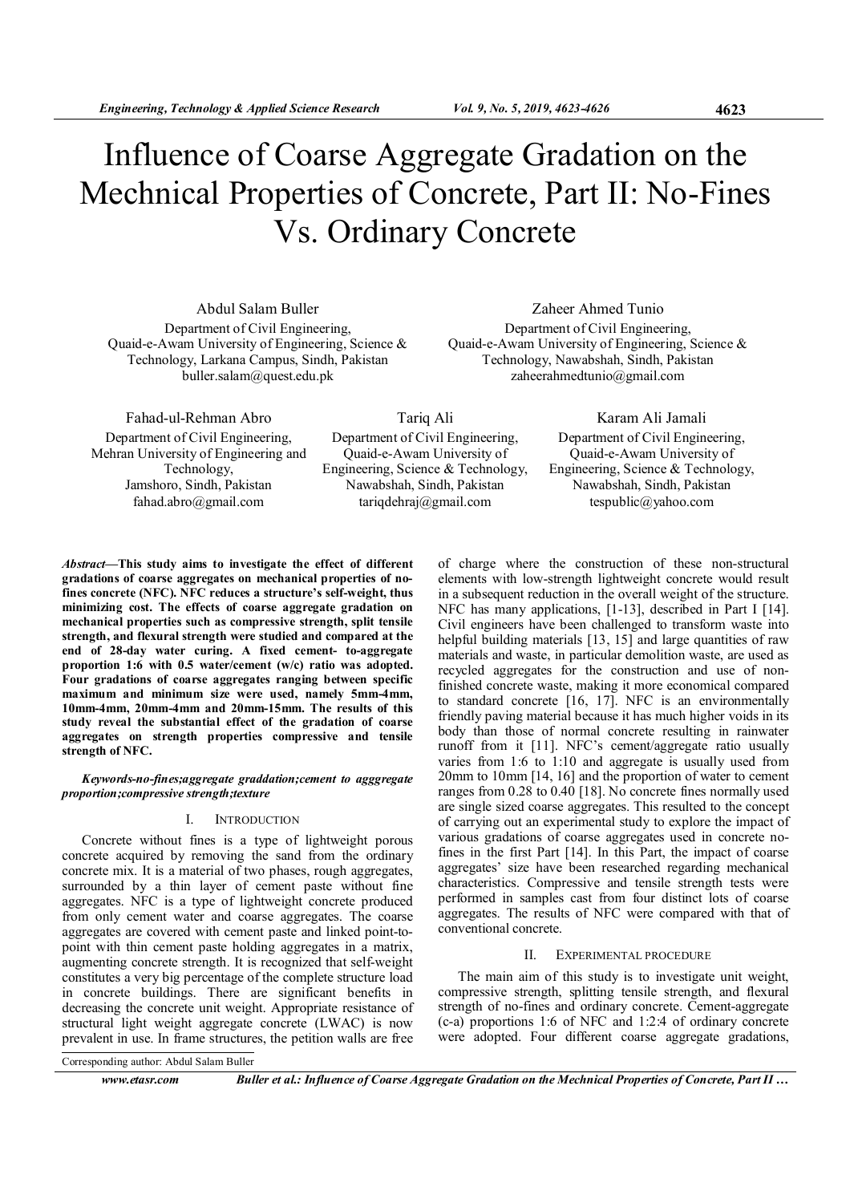# Influence of Coarse Aggregate Gradation on the Mechnical Properties of Concrete, Part II: No-Fines Vs. Ordinary Concrete

Abdul Salam Buller
Department of Civil Engineering,
Quaid-e-Awam University of Engineering, Science & Technology, Larkana Campus, Sindh, Pakistan
buller.salam@quest.edu.pk

Zaheer Ahmed Tunio
Department of Civil Engineering,
Quaid-e-Awam University of Engineering, Science & Technology, Nawabshah, Sindh, Pakistan
zaheerahmedtunio@gmail.com

Fahad-ul-Rehman Abro
Department of Civil Engineering,
Mehran University of Engineering and Technology,
Jamshoro, Sindh, Pakistan
fahad.abro@gmail.com

Tariq Ali
Department of Civil Engineering,
Quaid-e-Awam University of Engineering, Science & Technology,
Nawabshah, Sindh, Pakistan
tariqdehraj@gmail.com

Karam Ali Jamali
Department of Civil Engineering,
Quaid-e-Awam University of Engineering, Science & Technology,
Nawabshah, Sindh, Pakistan
tespublic@yahoo.com

***Abstract*—This study aims to investigate the effect of different gradations of coarse aggregates on mechanical properties of no-fines concrete (NFC). NFC reduces a structure's self-weight, thus minimizing cost. The effects of coarse aggregate gradation on mechanical properties such as compressive strength, split tensile strength, and flexural strength were studied and compared at the end of 28-day water curing. A fixed cement- to-aggregate proportion 1:6 with 0.5 water/cement (w/c) ratio was adopted. Four gradations of coarse aggregates ranging between specific maximum and minimum size were used, namely 5mm-4mm, 10mm-4mm, 20mm-4mm and 20mm-15mm. The results of this study reveal the substantial effect of the gradation of coarse aggregates on strength properties compressive and tensile strength of NFC.**

***Keywords-no-fines;aggregate graddation;cement to agggregate proportion;compressive strength;texture***

## I. INTRODUCTION

Concrete without fines is a type of lightweight porous concrete acquired by removing the sand from the ordinary concrete mix. It is a material of two phases, rough aggregates, surrounded by a thin layer of cement paste without fine aggregates. NFC is a type of lightweight concrete produced from only cement water and coarse aggregates. The coarse aggregates are covered with cement paste and linked point-to-point with thin cement paste holding aggregates in a matrix, augmenting concrete strength. It is recognized that self-weight constitutes a very big percentage of the complete structure load in concrete buildings. There are significant benefits in decreasing the concrete unit weight. Appropriate resistance of structural light weight aggregate concrete (LWAC) is now prevalent in use. In frame structures, the petition walls are free of charge where the construction of these non-structural elements with low-strength lightweight concrete would result in a subsequent reduction in the overall weight of the structure. NFC has many applications, [1-13], described in Part I [14]. Civil engineers have been challenged to transform waste into helpful building materials [13, 15] and large quantities of raw materials and waste, in particular demolition waste, are used as recycled aggregates for the construction and use of non-finished concrete waste, making it more economical compared to standard concrete [16, 17]. NFC is an environmentally friendly paving material because it has much higher voids in its body than those of normal concrete resulting in rainwater runoff from it [11]. NFC's cement/aggregate ratio usually varies from 1:6 to 1:10 and aggregate is usually used from 20mm to 10mm [14, 16] and the proportion of water to cement ranges from 0.28 to 0.40 [18]. No concrete fines normally used are single sized coarse aggregates. This resulted to the concept of carrying out an experimental study to explore the impact of various gradations of coarse aggregates used in concrete no-fines in the first Part [14]. In this Part, the impact of coarse aggregates' size have been researched regarding mechanical characteristics. Compressive and tensile strength tests were performed in samples cast from four distinct lots of coarse aggregates. The results of NFC were compared with that of conventional concrete.

## II. EXPERIMENTAL PROCEDURE

The main aim of this study is to investigate unit weight, compressive strength, splitting tensile strength, and flexural strength of no-fines and ordinary concrete. Cement-aggregate (c-a) proportions 1:6 of NFC and 1:2:4 of ordinary concrete were adopted. Four different coarse aggregate gradations,

Corresponding author: Abdul Salam Buller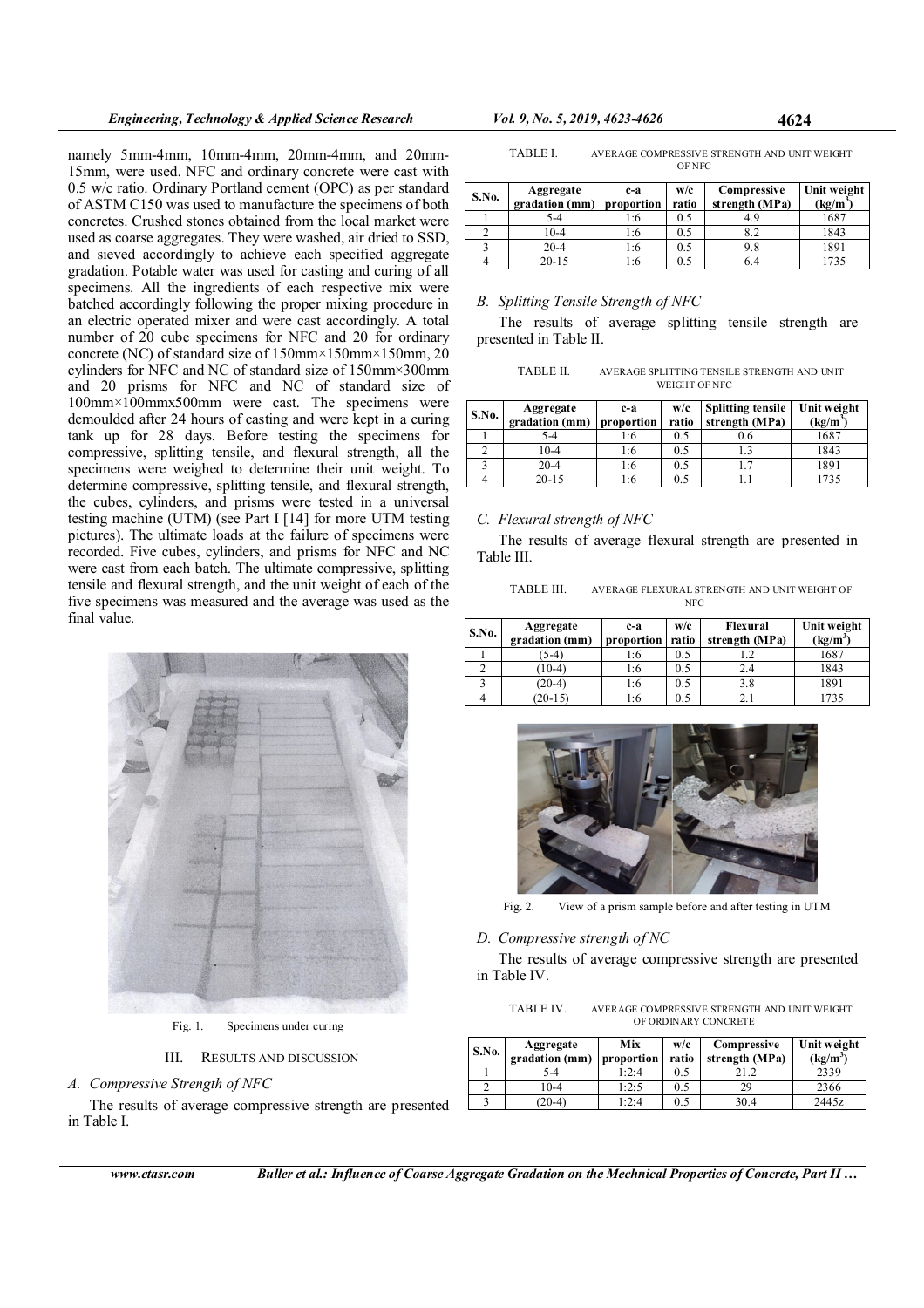namely 5mm-4mm, 10mm-4mm, 20mm-4mm, and 20mm-15mm, were used. NFC and ordinary concrete were cast with 0.5 w/c ratio. Ordinary Portland cement (OPC) as per standard of ASTM C150 was used to manufacture the specimens of both concretes. Crushed stones obtained from the local market were used as coarse aggregates. They were washed, air dried to SSD, and sieved accordingly to achieve each specified aggregate gradation. Potable water was used for casting and curing of all specimens. All the ingredients of each respective mix were batched accordingly following the proper mixing procedure in an electric operated mixer and were cast accordingly. A total number of 20 cube specimens for NFC and 20 for ordinary concrete (NC) of standard size of 150mm×150mm×150mm, 20 cylinders for NFC and NC of standard size of 150mm×300mm and 20 prisms for NFC and NC of standard size of 100mm×100mmx500mm were cast. The specimens were demoulded after 24 hours of casting and were kept in a curing tank up for 28 days. Before testing the specimens for compressive, splitting tensile, and flexural strength, all the specimens were weighed to determine their unit weight. To determine compressive, splitting tensile, and flexural strength, the cubes, cylinders, and prisms were tested in a universal testing machine (UTM) (see Part I [14] for more UTM testing pictures). The ultimate loads at the failure of specimens were recorded. Five cubes, cylinders, and prisms for NFC and NC were cast from each batch. The ultimate compressive, splitting tensile and flexural strength, and the unit weight of each of the five specimens was measured and the average was used as the final value.

Fig. 1. Specimens under curing

## III. RESULTS AND DISCUSSION

### A. Compressive Strength of NFC

The results of average compressive strength are presented in Table I.

TABLE I. AVERAGE COMPRESSIVE STRENGTH AND UNIT WEIGHT OF NFC

| S.No. | Aggregate gradation (mm) | c-a proportion | w/c ratio | Compressive strength (MPa) | Unit weight (kg/m$^3$) |
|---|---|---|---|---|---|
| 1 | 5-4 | 1:6 | 0.5 | 4.9 | 1687 |
| 2 | 10-4 | 1:6 | 0.5 | 8.2 | 1843 |
| 3 | 20-4 | 1:6 | 0.5 | 9.8 | 1891 |
| 4 | 20-15 | 1:6 | 0.5 | 6.4 | 1735 |

### B. Splitting Tensile Strength of NFC

The results of average splitting tensile strength are presented in Table II.

TABLE II. AVERAGE SPLITTING TENSILE STRENGTH AND UNIT WEIGHT OF NFC

| S.No. | Aggregate gradation (mm) | c-a proportion | w/c ratio | Splitting tensile strength (MPa) | Unit weight (kg/m$^3$) |
|---|---|---|---|---|---|
| 1 | 5-4 | 1:6 | 0.5 | 0.6 | 1687 |
| 2 | 10-4 | 1:6 | 0.5 | 1.3 | 1843 |
| 3 | 20-4 | 1:6 | 0.5 | 1.7 | 1891 |
| 4 | 20-15 | 1:6 | 0.5 | 1.1 | 1735 |

### C. Flexural strength of NFC

The results of average flexural strength are presented in Table III.

TABLE III. AVERAGE FLEXURAL STRENGTH AND UNIT WEIGHT OF NFC

| S.No. | Aggregate gradation (mm) | c-a proportion | w/c ratio | Flexural strength (MPa) | Unit weight (kg/m$^3$) |
|---|---|---|---|---|---|
| 1 | (5-4) | 1:6 | 0.5 | 1.2 | 1687 |
| 2 | (10-4) | 1:6 | 0.5 | 2.4 | 1843 |
| 3 | (20-4) | 1:6 | 0.5 | 3.8 | 1891 |
| 4 | (20-15) | 1:6 | 0.5 | 2.1 | 1735 |

Fig. 2. View of a prism sample before and after testing in UTM

### D. Compressive strength of NC

The results of average compressive strength are presented in Table IV.

TABLE IV. AVERAGE COMPRESSIVE STRENGTH AND UNIT WEIGHT OF ORDINARY CONCRETE

| S.No. | Aggregate gradation (mm) | Mix proportion | w/c ratio | Compressive strength (MPa) | Unit weight (kg/m$^3$) |
|---|---|---|---|---|---|
| 1 | 5-4 | 1:2:4 | 0.5 | 21.2 | 2339 |
| 2 | 10-4 | 1:2:5 | 0.5 | 29 | 2366 |
| 3 | (20-4) | 1:2:4 | 0.5 | 30.4 | 2445z |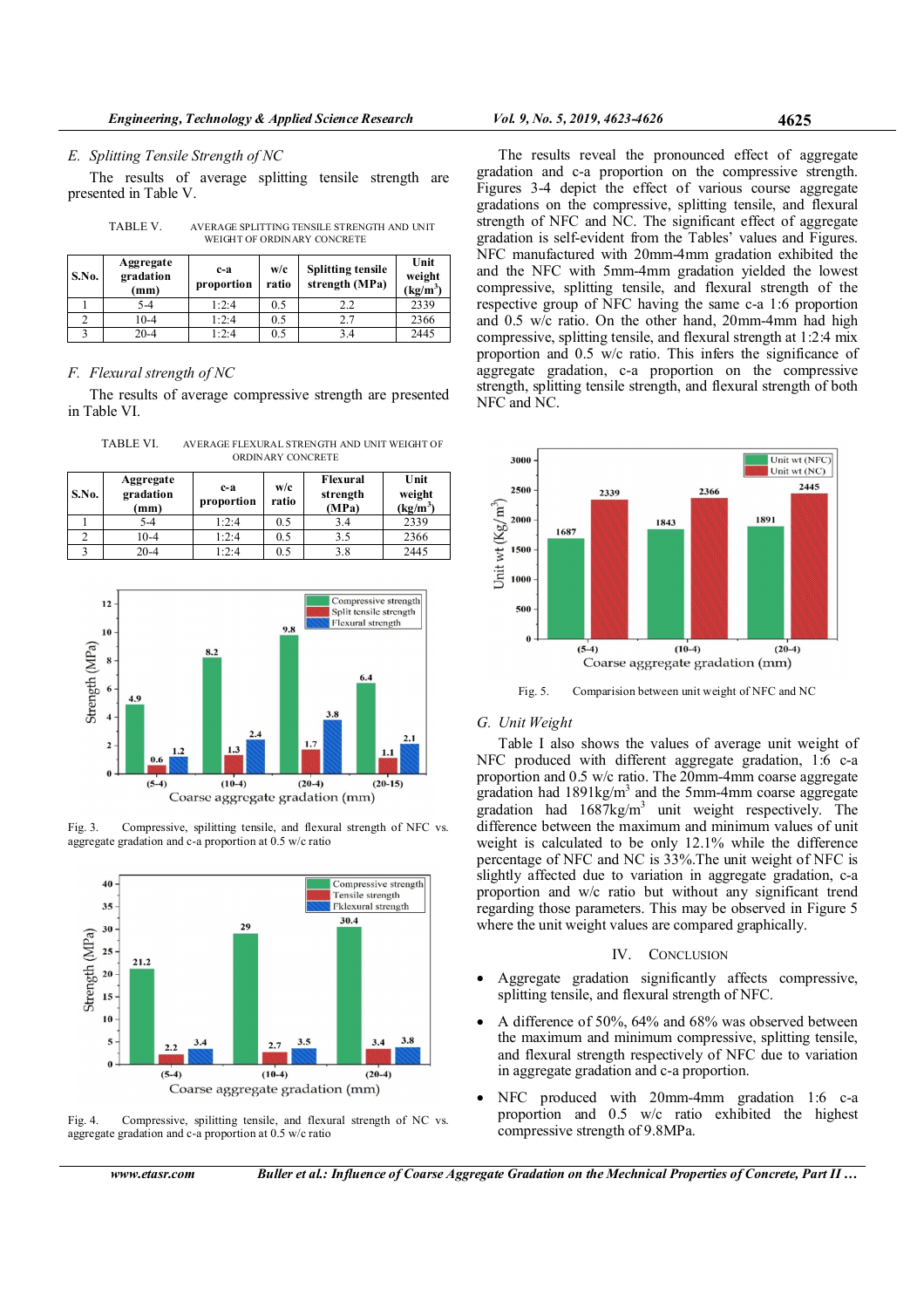### E. Splitting Tensile Strength of NC

The results of average splitting tensile strength are presented in Table V.

TABLE V. AVERAGE SPLITTING TENSILE STRENGTH AND UNIT WEIGHT OF ORDINARY CONCRETE

| S.No. | Aggregate gradation (mm) | c-a proportion | w/c ratio | Splitting tensile strength (MPa) | Unit weight (kg/m$^3$) |
|---|---|---|---|---|---|
| 1 | 5-4 | 1:2:4 | 0.5 | 2.2 | 2339 |
| 2 | 10-4 | 1:2:4 | 0.5 | 2.7 | 2366 |
| 3 | 20-4 | 1:2:4 | 0.5 | 3.4 | 2445 |

### F. Flexural strength of NC

The results of average compressive strength are presented in Table VI.

TABLE VI. AVERAGE FLEXURAL STRENGTH AND UNIT WEIGHT OF ORDINARY CONCRETE

| S.No. | Aggregate gradation (mm) | c-a proportion | w/c ratio | Flexural strength (MPa) | Unit weight (kg/m$^3$) |
|---|---|---|---|---|---|
| 1 | 5-4 | 1:2:4 | 0.5 | 3.4 | 2339 |
| 2 | 10-4 | 1:2:4 | 0.5 | 3.5 | 2366 |
| 3 | 20-4 | 1:2:4 | 0.5 | 3.8 | 2445 |

Fig. 3. Compressive, spilitting tensile, and flexural strength of NFC vs. aggregate gradation and c-a proportion at 0.5 w/c ratio

Fig. 4. Compressive, spilitting tensile, and flexural strength of NC vs. aggregate gradation and c-a proportion at 0.5 w/c ratio

The results reveal the pronounced effect of aggregate gradation and c-a proportion on the compressive strength. Figures 3-4 depict the effect of various course aggregate gradations on the compressive, splitting tensile, and flexural strength of NFC and NC. The significant effect of aggregate gradation is self-evident from the Tables' values and Figures. NFC manufactured with 20mm-4mm gradation exhibited the and the NFC with 5mm-4mm gradation yielded the lowest compressive, splitting tensile, and flexural strength of the respective group of NFC having the same c-a 1:6 proportion and 0.5 w/c ratio. On the other hand, 20mm-4mm had high compressive, splitting tensile, and flexural strength at 1:2:4 mix proportion and 0.5 w/c ratio. This infers the significance of aggregate gradation, c-a proportion on the compressive strength, splitting tensile strength, and flexural strength of both NFC and NC.

Fig. 5. Comparision between unit weight of NFC and NC

### G. Unit Weight

Table I also shows the values of average unit weight of NFC produced with different aggregate gradation, 1:6 c-a proportion and 0.5 w/c ratio. The 20mm-4mm coarse aggregate gradation had 1891kg/m$^3$ and the 5mm-4mm coarse aggregate gradation had 1687kg/m$^3$ unit weight respectively. The difference between the maximum and minimum values of unit weight is calculated to be only 12.1% while the difference percentage of NFC and NC is 33%.The unit weight of NFC is slightly affected due to variation in aggregate gradation, c-a proportion and w/c ratio but without any significant trend regarding those parameters. This may be observed in Figure 5 where the unit weight values are compared graphically.

## IV. CONCLUSION

- Aggregate gradation significantly affects compressive, splitting tensile, and flexural strength of NFC.
- A difference of 50%, 64% and 68% was observed between the maximum and minimum compressive, splitting tensile, and flexural strength respectively of NFC due to variation in aggregate gradation and c-a proportion.
- NFC produced with 20mm-4mm gradation 1:6 c-a proportion and 0.5 w/c ratio exhibited the highest compressive strength of 9.8MPa.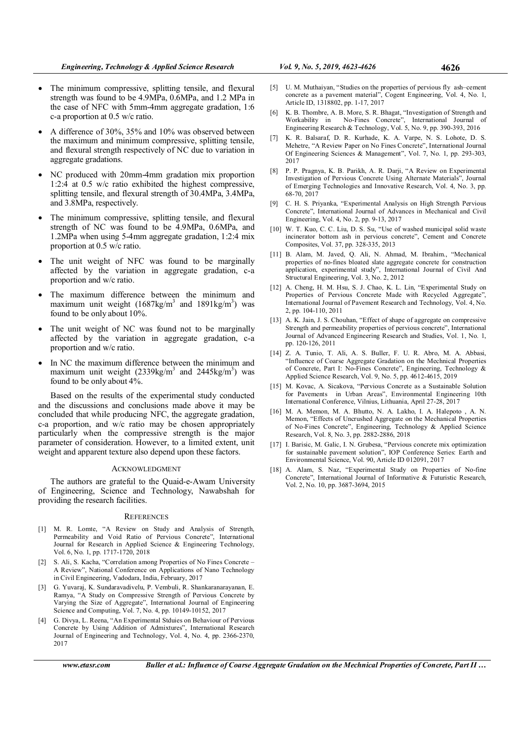- The minimum compressive, splitting tensile, and flexural strength was found to be 4.9MPa, 0.6MPa, and 1.2 MPa in the case of NFC with 5mm-4mm aggregate gradation, 1:6 c-a proportion at 0.5 w/c ratio.
- A difference of 30%, 35% and 10% was observed between the maximum and minimum compressive, splitting tensile, and flexural strength respectively of NC due to variation in aggregate gradations.
- NC produced with 20mm-4mm gradation mix proportion 1:2:4 at 0.5 w/c ratio exhibited the highest compressive, splitting tensile, and flexural strength of 30.4MPa, 3.4MPa, and 3.8MPa, respectively.
- The minimum compressive, splitting tensile, and flexural strength of NC was found to be 4.9MPa, 0.6MPa, and 1.2MPa when using 5-4mm aggregate gradation, 1:2:4 mix proportion at 0.5 w/c ratio.
- The unit weight of NFC was found to be marginally affected by the variation in aggregate gradation, c-a proportion and w/c ratio.
- The maximum difference between the minimum and maximum unit weight (1687kg/m$^3$ and 1891kg/m$^3$) was found to be only about 10%.
- The unit weight of NC was found not to be marginally affected by the variation in aggregate gradation, c-a proportion and w/c ratio.
- In NC the maximum difference between the minimum and maximum unit weight (2339kg/m$^3$ and 2445kg/m$^3$) was found to be only about 4%.

Based on the results of the experimental study conducted and the discussions and conclusions made above it may be concluded that while producing NFC, the aggregate gradation, c-a proportion, and w/c ratio may be chosen appropriately particularly when the compressive strength is the major parameter of consideration. However, to a limited extent, unit weight and apparent texture also depend upon these factors.

## ACKNOWLEDGMENT

The authors are grateful to the Quaid-e-Awam University of Engineering, Science and Technology, Nawabshah for providing the research facilities.

## REFERENCES

[1] M. R. Lomte, "A Review on Study and Analysis of Strength, Permeability and Void Ratio of Pervious Concrete", International Journal for Research in Applied Science & Engineering Technology, Vol. 6, No. 1, pp. 1717-1720, 2018

[2] S. Ali, S. Kacha, "Correlation among Properties of No Fines Concrete – A Review", National Conference on Applications of Nano Technology in Civil Engineering, Vadodara, India, February, 2017

[3] G. Yuvaraj, K. Sundaravadivelu, P. Vembuli, R. Shankaranarayanan, E. Ramya, "A Study on Compressive Strength of Pervious Concrete by Varying the Size of Aggregate", International Journal of Engineering Science and Computing, Vol. 7, No. 4, pp. 10149-10152, 2017

[4] G. Divya, L. Reena, "An Experimental Stduies on Behaviour of Pervious Concrete by Using Addition of Admixtures", International Research Journal of Engineering and Technology, Vol. 4, No. 4, pp. 2366-2370, 2017

[5] U. M. Muthaiyan, "Studies on the properties of pervious fly ash–cement concrete as a pavement material", Cogent Engineering, Vol. 4, No. 1, Article ID, 1318802, pp. 1-17, 2017

[6] K. B. Thombre, A. B. More, S. R. Bhagat, "Investigation of Strength and Workability in No-Fines Concrete", International Journal of Engineering Research & Technology, Vol. 5, No. 9, pp. 390-393, 2016

[7] K. R. Balsaraf, D. R. Kurhade, K. A. Varpe, N. S. Lohote, D. S. Mehetre, "A Review Paper on No Fines Concrete", International Journal Of Engineering Sciences & Management", Vol. 7, No. 1, pp. 293-303, 2017

[8] P. P. Pragnya, K. B. Parikh, A. R. Darji, "A Review on Experimental Investigation of Pervious Concrete Using Alternate Materials", Journal of Emerging Technologies and Innovative Research, Vol. 4, No. 3, pp. 68-70, 2017

[9] C. H. S. Priyanka, "Experimental Analysis on High Strength Pervious Concrete", International Journal of Advances in Mechanical and Civil Engineering, Vol. 4, No. 2, pp. 9-13, 2017

[10] W. T. Kuo, C. C. Liu, D. S. Su, "Use of washed municipal solid waste incinerator bottom ash in pervious concrete", Cement and Concrete Composites, Vol. 37, pp. 328-335, 2013

[11] B. Alam, M. Javed, Q. Ali, N. Ahmad, M. Ibrahim., "Mechanical properties of no-fines bloated slate aggregate concrete for construction application, experimental study", International Journal of Civil And Structural Engineering, Vol. 3, No. 2, 2012

[12] A. Cheng, H. M. Hsu, S. J. Chao, K. L. Lin, "Experimental Study on Properties of Pervious Concrete Made with Recycled Aggregate", International Journal of Pavement Research and Technology, Vol. 4, No. 2, pp. 104-110, 2011

[13] A. K. Jain, J. S. Chouhan, "Effect of shape of aggregate on compressive Strength and permeability properties of pervious concrete", International Journal of Advanced Engineering Research and Studies, Vol. 1, No. 1, pp. 120-126, 2011

[14] Z. A. Tunio, T. Ali, A. S. Buller, F. U. R. Abro, M. A. Abbasi, "Influence of Coarse Aggregate Gradation on the Mechnical Properties of Concrete, Part I: No-Fines Concrete", Engineering, Technology & Applied Science Research, Vol. 9, No. 5, pp. 4612-4615, 2019

[15] M. Kovac, A. Sicakova, "Pervious Concrete as a Sustainable Solution for Pavements in Urban Areas", Environmental Engineering 10th International Conference, Vilnius, Lithuania, April 27-28, 2017

[16] M. A. Memon, M. A. Bhutto, N. A. Lakho, I. A. Halepoto , A. N. Memon, "Effects of Uncrushed Aggregate on the Mechanical Properties of No-Fines Concrete", Engineering, Technology & Applied Science Research, Vol. 8, No. 3, pp. 2882-2886, 2018

[17] I. Barisic, M. Galic, I. N. Grubesa, "Pervious concrete mix optimization for sustainable pavement solution", IOP Conference Series: Earth and Environmental Science, Vol. 90, Article ID 012091, 2017

[18] A. Alam, S. Naz, "Experimental Study on Properties of No-fine Concrete", International Journal of Informative & Futuristic Research, Vol. 2, No. 10, pp. 3687-3694, 2015